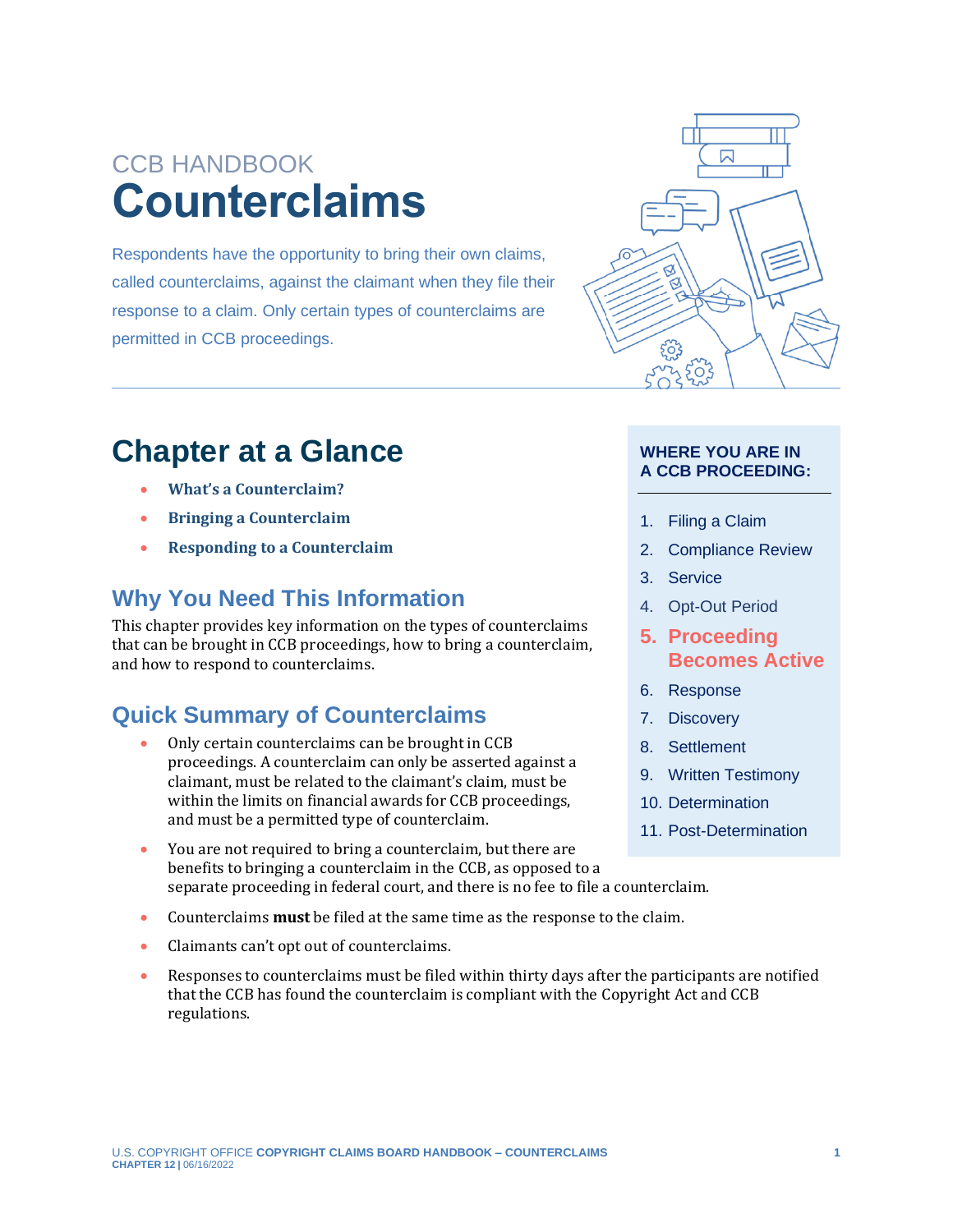CCB HANDBOOK

# Counterclaims

Respondents have the opportunity to bring their own claims, called counterclaims, against the claimant when they file their response to a claim. Only certain types of counterclaims are permitted in CCB proceedings.

## Chapter at a Glance

- **What's a Counterclaim?**
- **Bringing a Counterclaim**
- **Responding to a Counterclaim**

### Why You Need This Information

This chapter provides key information on the types of counterclaims that can be brought in CCB proceedings, how to bring a counterclaim, and how to respond to counterclaims.

### Quick Summary of Counterclaims

- Only certain counterclaims can be brought in CCB proceedings. A counterclaim can only be asserted against a claimant, must be related to the claimant's claim, must be within the limits on financial awards for CCB proceedings, and must be a permitted type of counterclaim.
- You are not required to bring a counterclaim, but there are benefits to bringing a counterclaim in the CCB, as opposed to a separate proceeding in federal court, and there is no fee to file a counterclaim.
- Counterclaims **must** be filed at the same time as the response to the claim.
- Claimants can't opt out of counterclaims.
- Responses to counterclaims must be filed within thirty days after the participants are notified that the CCB has found the counterclaim is compliant with the Copyright Act and CCB regulations.

**WHERE YOU ARE IN A CCB PROCEEDING:**

1. Filing a Claim
2. Compliance Review
3. Service
4. Opt-Out Period
5. **Proceeding Becomes Active**
6. Response
7. Discovery
8. Settlement
9. Written Testimony
10. Determination
11. Post-Determination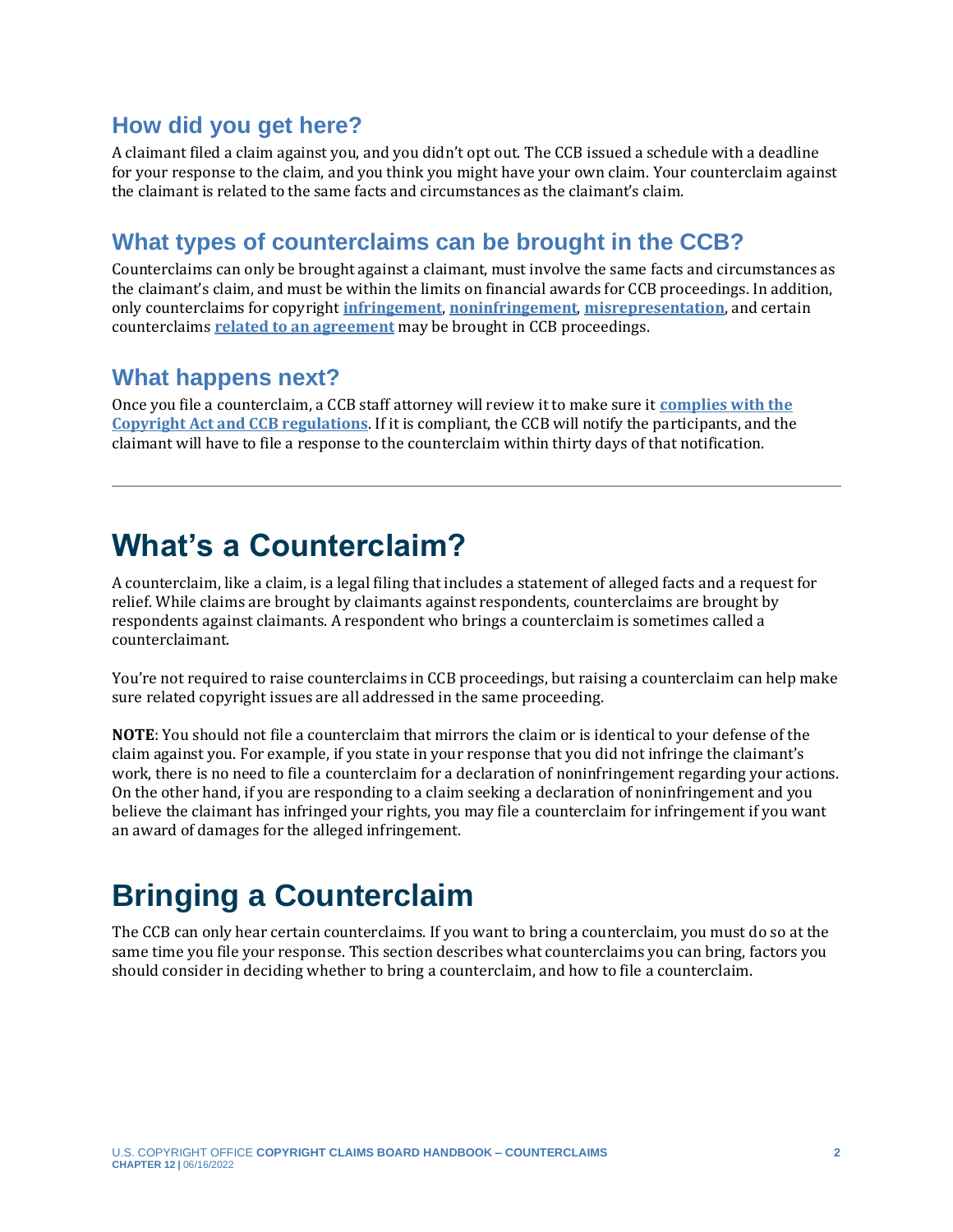## How did you get here?

A claimant filed a claim against you, and you didn't opt out. The CCB issued a schedule with a deadline for your response to the claim, and you think you might have your own claim. Your counterclaim against the claimant is related to the same facts and circumstances as the claimant's claim.

## What types of counterclaims can be brought in the CCB?

Counterclaims can only be brought against a claimant, must involve the same facts and circumstances as the claimant's claim, and must be within the limits on financial awards for CCB proceedings. In addition, only counterclaims for copyright **infringement**, **noninfringement**, **misrepresentation**, and certain counterclaims **related to an agreement** may be brought in CCB proceedings.

## What happens next?

Once you file a counterclaim, a CCB staff attorney will review it to make sure it **complies with the Copyright Act and CCB regulations**. If it is compliant, the CCB will notify the participants, and the claimant will have to file a response to the counterclaim within thirty days of that notification.

---

# What's a Counterclaim?

A counterclaim, like a claim, is a legal filing that includes a statement of alleged facts and a request for relief. While claims are brought by claimants against respondents, counterclaims are brought by respondents against claimants. A respondent who brings a counterclaim is sometimes called a counterclaimant.

You're not required to raise counterclaims in CCB proceedings, but raising a counterclaim can help make sure related copyright issues are all addressed in the same proceeding.

**NOTE**: You should not file a counterclaim that mirrors the claim or is identical to your defense of the claim against you. For example, if you state in your response that you did not infringe the claimant's work, there is no need to file a counterclaim for a declaration of noninfringement regarding your actions. On the other hand, if you are responding to a claim seeking a declaration of noninfringement and you believe the claimant has infringed your rights, you may file a counterclaim for infringement if you want an award of damages for the alleged infringement.

# Bringing a Counterclaim

The CCB can only hear certain counterclaims. If you want to bring a counterclaim, you must do so at the same time you file your response. This section describes what counterclaims you can bring, factors you should consider in deciding whether to bring a counterclaim, and how to file a counterclaim.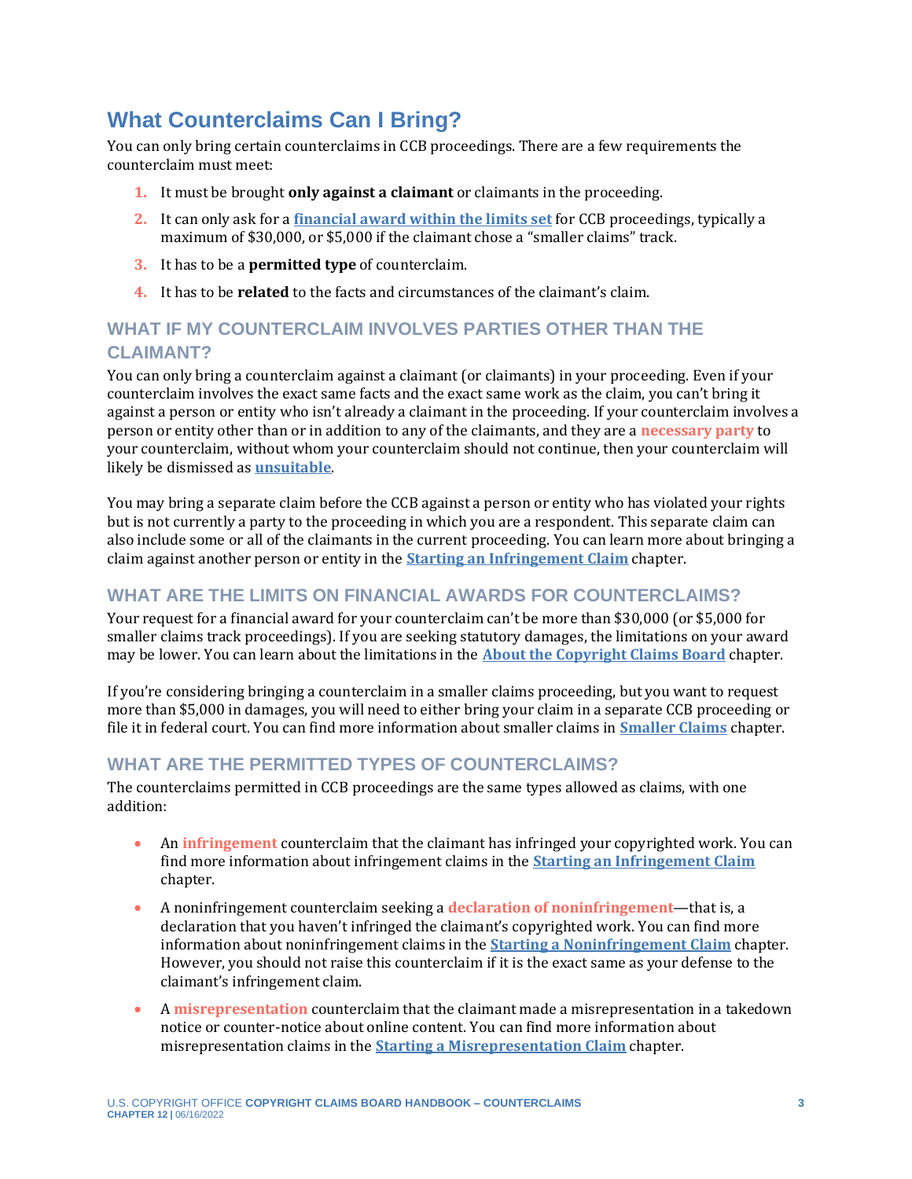## What Counterclaims Can I Bring?

You can only bring certain counterclaims in CCB proceedings. There are a few requirements the counterclaim must meet:

1. It must be brought **only against a claimant** or claimants in the proceeding.
2. It can only ask for a **financial award within the limits set** for CCB proceedings, typically a maximum of $30,000, or $5,000 if the claimant chose a "smaller claims" track.
3. It has to be a **permitted type** of counterclaim.
4. It has to be **related** to the facts and circumstances of the claimant's claim.

### WHAT IF MY COUNTERCLAIM INVOLVES PARTIES OTHER THAN THE CLAIMANT?

You can only bring a counterclaim against a claimant (or claimants) in your proceeding. Even if your counterclaim involves the exact same facts and the exact same work as the claim, you can't bring it against a person or entity who isn't already a claimant in the proceeding. If your counterclaim involves a person or entity other than or in addition to any of the claimants, and they are a **necessary party** to your counterclaim, without whom your counterclaim should not continue, then your counterclaim will likely be dismissed as **unsuitable**.

You may bring a separate claim before the CCB against a person or entity who has violated your rights but is not currently a party to the proceeding in which you are a respondent. This separate claim can also include some or all of the claimants in the current proceeding. You can learn more about bringing a claim against another person or entity in the **Starting an Infringement Claim** chapter.

### WHAT ARE THE LIMITS ON FINANCIAL AWARDS FOR COUNTERCLAIMS?

Your request for a financial award for your counterclaim can't be more than $30,000 (or $5,000 for smaller claims track proceedings). If you are seeking statutory damages, the limitations on your award may be lower. You can learn about the limitations in the **About the Copyright Claims Board** chapter.

If you're considering bringing a counterclaim in a smaller claims proceeding, but you want to request more than $5,000 in damages, you will need to either bring your claim in a separate CCB proceeding or file it in federal court. You can find more information about smaller claims in **Smaller Claims** chapter.

### WHAT ARE THE PERMITTED TYPES OF COUNTERCLAIMS?

The counterclaims permitted in CCB proceedings are the same types allowed as claims, with one addition:

- An **infringement** counterclaim that the claimant has infringed your copyrighted work. You can find more information about infringement claims in the **Starting an Infringement Claim** chapter.
- A noninfringement counterclaim seeking a **declaration of noninfringement**—that is, a declaration that you haven't infringed the claimant's copyrighted work. You can find more information about noninfringement claims in the **Starting a Noninfringement Claim** chapter. However, you should not raise this counterclaim if it is the exact same as your defense to the claimant's infringement claim.
- A **misrepresentation** counterclaim that the claimant made a misrepresentation in a takedown notice or counter-notice about online content. You can find more information about misrepresentation claims in the **Starting a Misrepresentation Claim** chapter.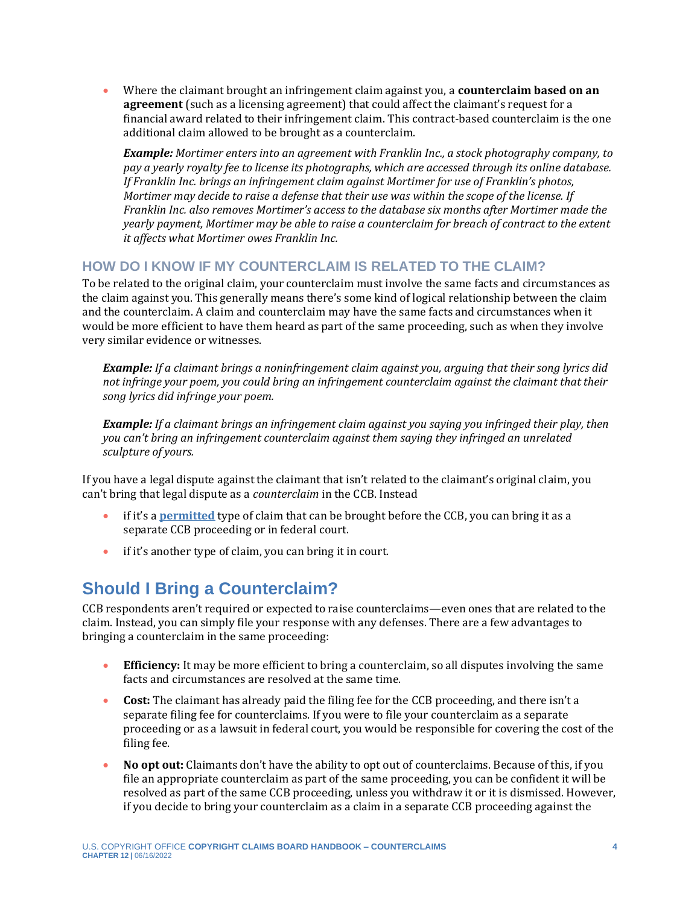- Where the claimant brought an infringement claim against you, a **counterclaim based on an agreement** (such as a licensing agreement) that could affect the claimant's request for a financial award related to their infringement claim. This contract-based counterclaim is the one additional claim allowed to be brought as a counterclaim.

  ***Example:*** *Mortimer enters into an agreement with Franklin Inc., a stock photography company, to pay a yearly royalty fee to license its photographs, which are accessed through its online database. If Franklin Inc. brings an infringement claim against Mortimer for use of Franklin's photos, Mortimer may decide to raise a defense that their use was within the scope of the license. If Franklin Inc. also removes Mortimer's access to the database six months after Mortimer made the yearly payment, Mortimer may be able to raise a counterclaim for breach of contract to the extent it affects what Mortimer owes Franklin Inc.*

### HOW DO I KNOW IF MY COUNTERCLAIM IS RELATED TO THE CLAIM?

To be related to the original claim, your counterclaim must involve the same facts and circumstances as the claim against you. This generally means there's some kind of logical relationship between the claim and the counterclaim. A claim and counterclaim may have the same facts and circumstances when it would be more efficient to have them heard as part of the same proceeding, such as when they involve very similar evidence or witnesses.

> ***Example:*** *If a claimant brings a noninfringement claim against you, arguing that their song lyrics did not infringe your poem, you could bring an infringement counterclaim against the claimant that their song lyrics did infringe your poem.*

> ***Example:*** *If a claimant brings an infringement claim against you saying you infringed their play, then you can't bring an infringement counterclaim against them saying they infringed an unrelated sculpture of yours.*

If you have a legal dispute against the claimant that isn't related to the claimant's original claim, you can't bring that legal dispute as a *counterclaim* in the CCB. Instead

- if it's a **permitted** type of claim that can be brought before the CCB, you can bring it as a separate CCB proceeding or in federal court.
- if it's another type of claim, you can bring it in court.

## Should I Bring a Counterclaim?

CCB respondents aren't required or expected to raise counterclaims—even ones that are related to the claim. Instead, you can simply file your response with any defenses. There are a few advantages to bringing a counterclaim in the same proceeding:

- **Efficiency:** It may be more efficient to bring a counterclaim, so all disputes involving the same facts and circumstances are resolved at the same time.
- **Cost:** The claimant has already paid the filing fee for the CCB proceeding, and there isn't a separate filing fee for counterclaims. If you were to file your counterclaim as a separate proceeding or as a lawsuit in federal court, you would be responsible for covering the cost of the filing fee.
- **No opt out:** Claimants don't have the ability to opt out of counterclaims. Because of this, if you file an appropriate counterclaim as part of the same proceeding, you can be confident it will be resolved as part of the same CCB proceeding, unless you withdraw it or it is dismissed. However, if you decide to bring your counterclaim as a claim in a separate CCB proceeding against the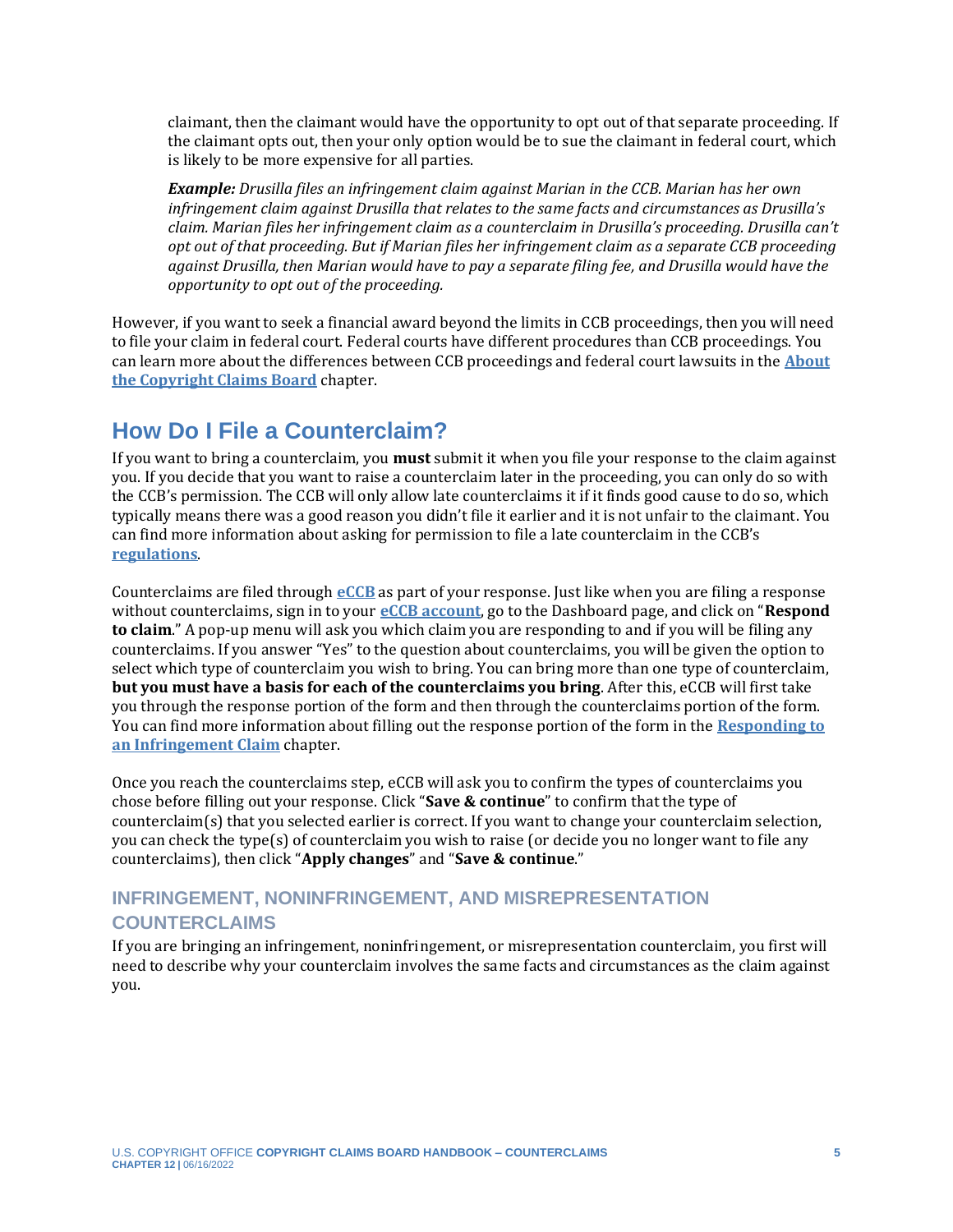claimant, then the claimant would have the opportunity to opt out of that separate proceeding. If the claimant opts out, then your only option would be to sue the claimant in federal court, which is likely to be more expensive for all parties.

***Example:*** *Drusilla files an infringement claim against Marian in the CCB. Marian has her own infringement claim against Drusilla that relates to the same facts and circumstances as Drusilla's claim. Marian files her infringement claim as a counterclaim in Drusilla's proceeding. Drusilla can't opt out of that proceeding. But if Marian files her infringement claim as a separate CCB proceeding against Drusilla, then Marian would have to pay a separate filing fee, and Drusilla would have the opportunity to opt out of the proceeding.*

However, if you want to seek a financial award beyond the limits in CCB proceedings, then you will need to file your claim in federal court. Federal courts have different procedures than CCB proceedings. You can learn more about the differences between CCB proceedings and federal court lawsuits in the **About the Copyright Claims Board** chapter.

## How Do I File a Counterclaim?

If you want to bring a counterclaim, you **must** submit it when you file your response to the claim against you. If you decide that you want to raise a counterclaim later in the proceeding, you can only do so with the CCB's permission. The CCB will only allow late counterclaims it if it finds good cause to do so, which typically means there was a good reason you didn't file it earlier and it is not unfair to the claimant. You can find more information about asking for permission to file a late counterclaim in the CCB's **regulations**.

Counterclaims are filed through **eCCB** as part of your response. Just like when you are filing a response without counterclaims, sign in to your **eCCB account**, go to the Dashboard page, and click on "**Respond to claim**." A pop-up menu will ask you which claim you are responding to and if you will be filing any counterclaims. If you answer "Yes" to the question about counterclaims, you will be given the option to select which type of counterclaim you wish to bring. You can bring more than one type of counterclaim, **but you must have a basis for each of the counterclaims you bring**. After this, eCCB will first take you through the response portion of the form and then through the counterclaims portion of the form. You can find more information about filling out the response portion of the form in the **Responding to an Infringement Claim** chapter.

Once you reach the counterclaims step, eCCB will ask you to confirm the types of counterclaims you chose before filling out your response. Click "**Save & continue**" to confirm that the type of counterclaim(s) that you selected earlier is correct. If you want to change your counterclaim selection, you can check the type(s) of counterclaim you wish to raise (or decide you no longer want to file any counterclaims), then click "**Apply changes**" and "**Save & continue**."

### INFRINGEMENT, NONINFRINGEMENT, AND MISREPRESENTATION COUNTERCLAIMS

If you are bringing an infringement, noninfringement, or misrepresentation counterclaim, you first will need to describe why your counterclaim involves the same facts and circumstances as the claim against you.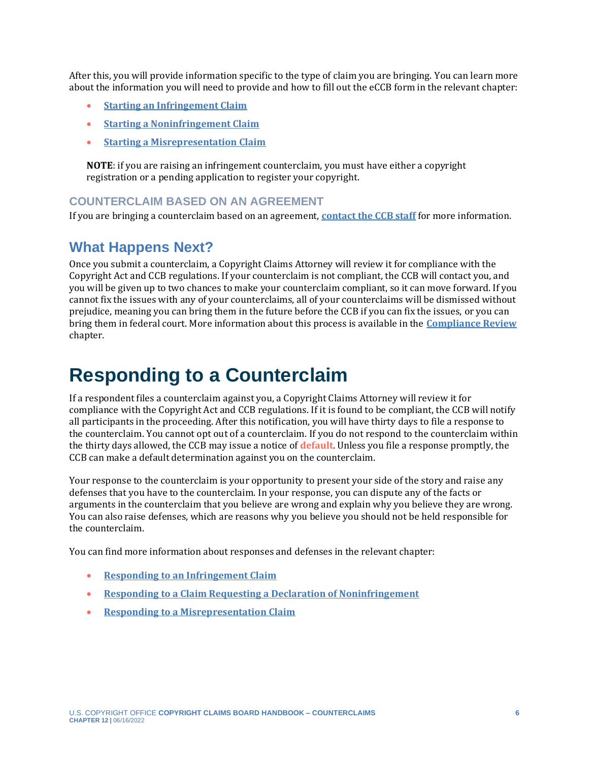After this, you will provide information specific to the type of claim you are bringing. You can learn more about the information you will need to provide and how to fill out the eCCB form in the relevant chapter:

- **Starting an Infringement Claim**
- **Starting a Noninfringement Claim**
- **Starting a Misrepresentation Claim**

**NOTE**: if you are raising an infringement counterclaim, you must have either a copyright registration or a pending application to register your copyright.

### COUNTERCLAIM BASED ON AN AGREEMENT

If you are bringing a counterclaim based on an agreement, **contact the CCB staff** for more information.

## What Happens Next?

Once you submit a counterclaim, a Copyright Claims Attorney will review it for compliance with the Copyright Act and CCB regulations. If your counterclaim is not compliant, the CCB will contact you, and you will be given up to two chances to make your counterclaim compliant, so it can move forward. If you cannot fix the issues with any of your counterclaims, all of your counterclaims will be dismissed without prejudice, meaning you can bring them in the future before the CCB if you can fix the issues, or you can bring them in federal court. More information about this process is available in the **Compliance Review** chapter.

# Responding to a Counterclaim

If a respondent files a counterclaim against you, a Copyright Claims Attorney will review it for compliance with the Copyright Act and CCB regulations. If it is found to be compliant, the CCB will notify all participants in the proceeding. After this notification, you will have thirty days to file a response to the counterclaim. You cannot opt out of a counterclaim. If you do not respond to the counterclaim within the thirty days allowed, the CCB may issue a notice of **default**. Unless you file a response promptly, the CCB can make a default determination against you on the counterclaim.

Your response to the counterclaim is your opportunity to present your side of the story and raise any defenses that you have to the counterclaim. In your response, you can dispute any of the facts or arguments in the counterclaim that you believe are wrong and explain why you believe they are wrong. You can also raise defenses, which are reasons why you believe you should not be held responsible for the counterclaim.

You can find more information about responses and defenses in the relevant chapter:

- **Responding to an Infringement Claim**
- **Responding to a Claim Requesting a Declaration of Noninfringement**
- **Responding to a Misrepresentation Claim**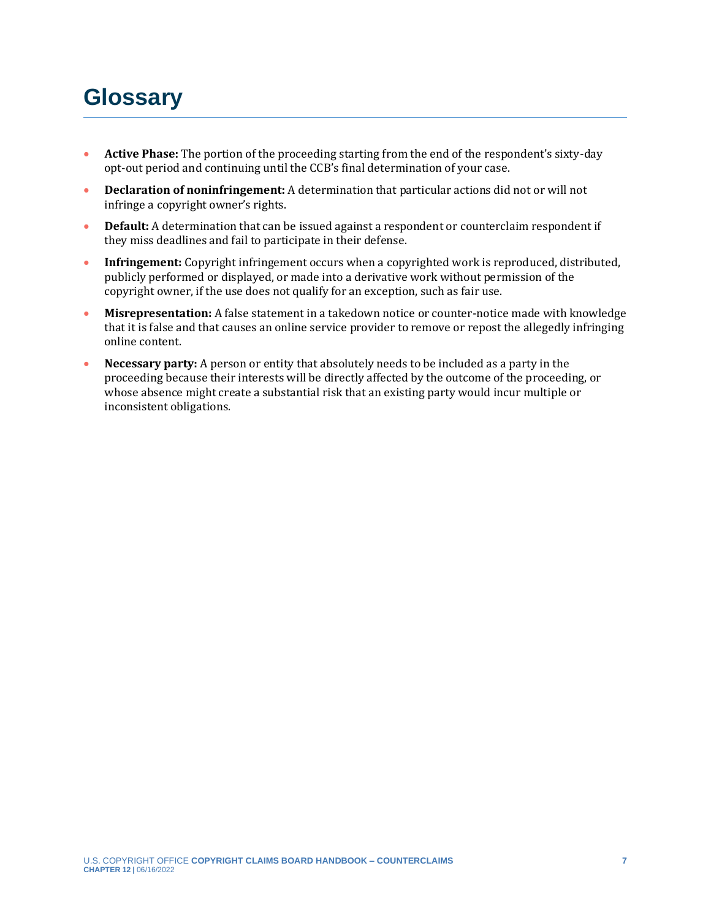# Glossary

- **Active Phase:** The portion of the proceeding starting from the end of the respondent's sixty-day opt-out period and continuing until the CCB's final determination of your case.
- **Declaration of noninfringement:** A determination that particular actions did not or will not infringe a copyright owner's rights.
- **Default:** A determination that can be issued against a respondent or counterclaim respondent if they miss deadlines and fail to participate in their defense.
- **Infringement:** Copyright infringement occurs when a copyrighted work is reproduced, distributed, publicly performed or displayed, or made into a derivative work without permission of the copyright owner, if the use does not qualify for an exception, such as fair use.
- **Misrepresentation:** A false statement in a takedown notice or counter-notice made with knowledge that it is false and that causes an online service provider to remove or repost the allegedly infringing online content.
- **Necessary party:** A person or entity that absolutely needs to be included as a party in the proceeding because their interests will be directly affected by the outcome of the proceeding, or whose absence might create a substantial risk that an existing party would incur multiple or inconsistent obligations.